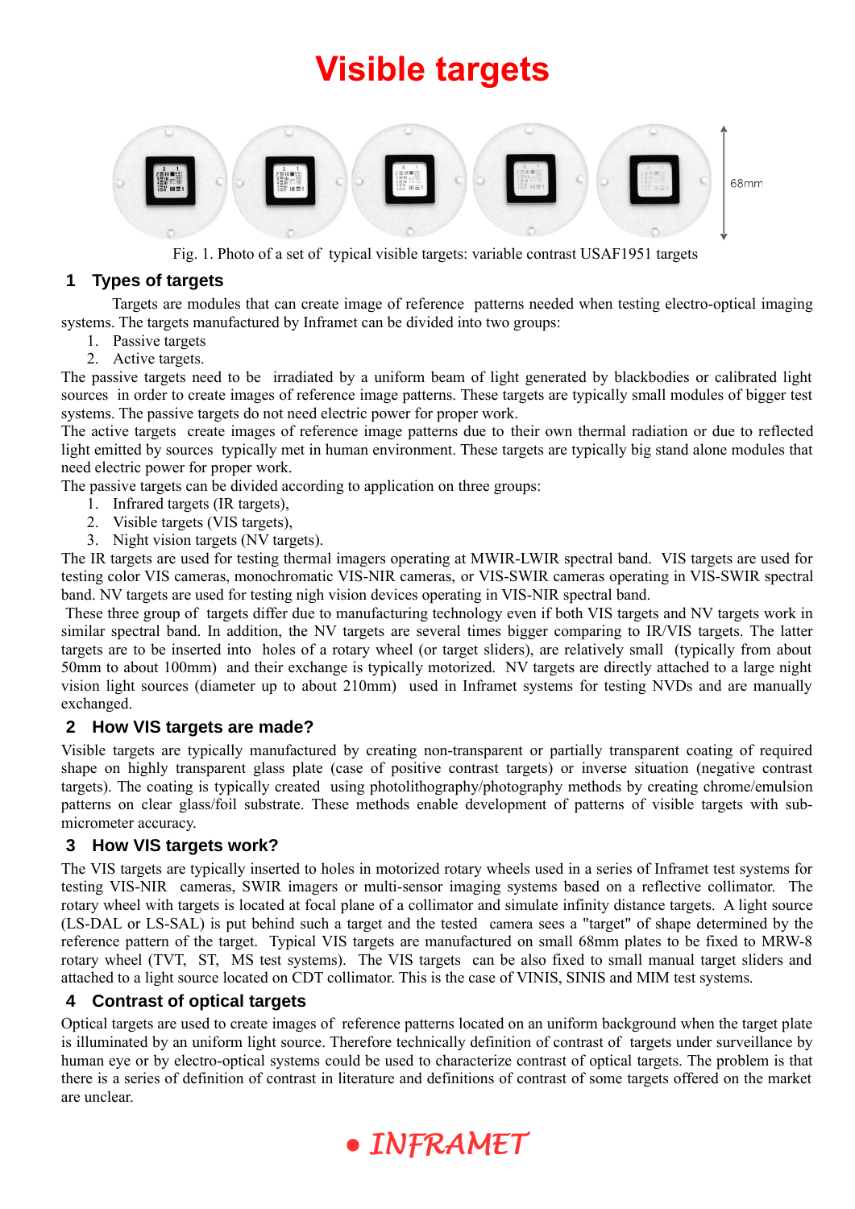# Visible targets

Fig. 1. Photo of a set of typical visible targets: variable contrast USAF1951 targets

## 1 Types of targets

Targets are modules that can create image of reference patterns needed when testing electro-optical imaging systems. The targets manufactured by Inframet can be divided into two groups:

1. Passive targets
2. Active targets.

The passive targets need to be irradiated by a uniform beam of light generated by blackbodies or calibrated light sources in order to create images of reference image patterns. These targets are typically small modules of bigger test systems. The passive targets do not need electric power for proper work.

The active targets create images of reference image patterns due to their own thermal radiation or due to reflected light emitted by sources typically met in human environment. These targets are typically big stand alone modules that need electric power for proper work.

The passive targets can be divided according to application on three groups:

1. Infrared targets (IR targets),
2. Visible targets (VIS targets),
3. Night vision targets (NV targets).

The IR targets are used for testing thermal imagers operating at MWIR-LWIR spectral band. VIS targets are used for testing color VIS cameras, monochromatic VIS-NIR cameras, or VIS-SWIR cameras operating in VIS-SWIR spectral band. NV targets are used for testing nigh vision devices operating in VIS-NIR spectral band.

These three group of targets differ due to manufacturing technology even if both VIS targets and NV targets work in similar spectral band. In addition, the NV targets are several times bigger comparing to IR/VIS targets. The latter targets are to be inserted into holes of a rotary wheel (or target sliders), are relatively small (typically from about 50mm to about 100mm) and their exchange is typically motorized. NV targets are directly attached to a large night vision light sources (diameter up to about 210mm) used in Inframet systems for testing NVDs and are manually exchanged.

## 2 How VIS targets are made?

Visible targets are typically manufactured by creating non-transparent or partially transparent coating of required shape on highly transparent glass plate (case of positive contrast targets) or inverse situation (negative contrast targets). The coating is typically created using photolithography/photography methods by creating chrome/emulsion patterns on clear glass/foil substrate. These methods enable development of patterns of visible targets with sub-micrometer accuracy.

## 3 How VIS targets work?

The VIS targets are typically inserted to holes in motorized rotary wheels used in a series of Inframet test systems for testing VIS-NIR cameras, SWIR imagers or multi-sensor imaging systems based on a reflective collimator. The rotary wheel with targets is located at focal plane of a collimator and simulate infinity distance targets. A light source (LS-DAL or LS-SAL) is put behind such a target and the tested camera sees a "target" of shape determined by the reference pattern of the target. Typical VIS targets are manufactured on small 68mm plates to be fixed to MRW-8 rotary wheel (TVT, ST, MS test systems). The VIS targets can be also fixed to small manual target sliders and attached to a light source located on CDT collimator. This is the case of VINIS, SINIS and MIM test systems.

## 4 Contrast of optical targets

Optical targets are used to create images of reference patterns located on an uniform background when the target plate is illuminated by an uniform light source. Therefore technically definition of contrast of targets under surveillance by human eye or by electro-optical systems could be used to characterize contrast of optical targets. The problem is that there is a series of definition of contrast in literature and definitions of contrast of some targets offered on the market are unclear.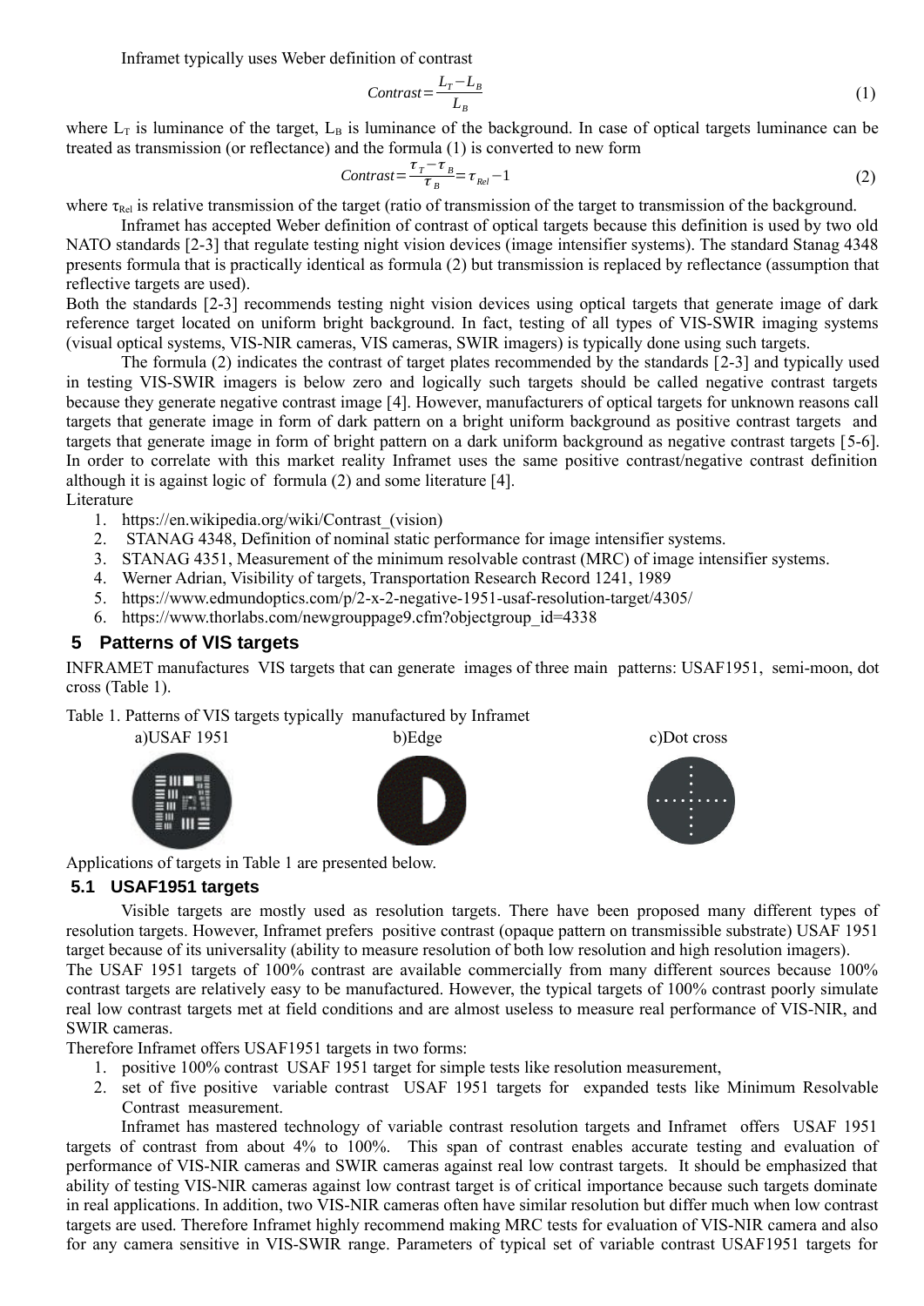Inframet typically uses Weber definition of contrast

$$Contrast = \frac{L_T - L_B}{L_B} \tag{1}$$

where $L_T$ is luminance of the target, $L_B$ is luminance of the background. In case of optical targets luminance can be treated as transmission (or reflectance) and the formula (1) is converted to new form

$$Contrast = \frac{\tau_T - \tau_B}{\tau_B} = \tau_{Rel} - 1 \tag{2}$$

where $\tau_{Rel}$ is relative transmission of the target (ratio of transmission of the target to transmission of the background.

Inframet has accepted Weber definition of contrast of optical targets because this definition is used by two old NATO standards [2-3] that regulate testing night vision devices (image intensifier systems). The standard Stanag 4348 presents formula that is practically identical as formula (2) but transmission is replaced by reflectance (assumption that reflective targets are used).

Both the standards [2-3] recommends testing night vision devices using optical targets that generate image of dark reference target located on uniform bright background. In fact, testing of all types of VIS-SWIR imaging systems (visual optical systems, VIS-NIR cameras, VIS cameras, SWIR imagers) is typically done using such targets.

The formula (2) indicates the contrast of target plates recommended by the standards [2-3] and typically used in testing VIS-SWIR imagers is below zero and logically such targets should be called negative contrast targets because they generate negative contrast image [4]. However, manufacturers of optical targets for unknown reasons call targets that generate image in form of dark pattern on a bright uniform background as positive contrast targets and targets that generate image in form of bright pattern on a dark uniform background as negative contrast targets [5-6]. In order to correlate with this market reality Inframet uses the same positive contrast/negative contrast definition although it is against logic of formula (2) and some literature [4].

Literature

1. https://en.wikipedia.org/wiki/Contrast_(vision)
2. STANAG 4348, Definition of nominal static performance for image intensifier systems.
3. STANAG 4351, Measurement of the minimum resolvable contrast (MRC) of image intensifier systems.
4. Werner Adrian, Visibility of targets, Transportation Research Record 1241, 1989
5. https://www.edmundoptics.com/p/2-x-2-negative-1951-usaf-resolution-target/4305/
6. https://www.thorlabs.com/newgrouppage9.cfm?objectgroup_id=4338

## 5 Patterns of VIS targets

INFRAMET manufactures VIS targets that can generate images of three main patterns: USAF1951, semi-moon, dot cross (Table 1).

Table 1. Patterns of VIS targets typically manufactured by Inframet

| a)USAF 1951 | b)Edge | c)Dot cross |
|---|---|---|
| | | |

Applications of targets in Table 1 are presented below.

### 5.1 USAF1951 targets

Visible targets are mostly used as resolution targets. There have been proposed many different types of resolution targets. However, Inframet prefers positive contrast (opaque pattern on transmissible substrate) USAF 1951 target because of its universality (ability to measure resolution of both low resolution and high resolution imagers).

The USAF 1951 targets of 100% contrast are available commercially from many different sources because 100% contrast targets are relatively easy to be manufactured. However, the typical targets of 100% contrast poorly simulate real low contrast targets met at field conditions and are almost useless to measure real performance of VIS-NIR, and SWIR cameras.

Therefore Inframet offers USAF1951 targets in two forms:

1. positive 100% contrast USAF 1951 target for simple tests like resolution measurement,
2. set of five positive variable contrast USAF 1951 targets for expanded tests like Minimum Resolvable Contrast measurement.

Inframet has mastered technology of variable contrast resolution targets and Inframet offers USAF 1951 targets of contrast from about 4% to 100%. This span of contrast enables accurate testing and evaluation of performance of VIS-NIR cameras and SWIR cameras against real low contrast targets. It should be emphasized that ability of testing VIS-NIR cameras against low contrast target is of critical importance because such targets dominate in real applications. In addition, two VIS-NIR cameras often have similar resolution but differ much when low contrast targets are used. Therefore Inframet highly recommend making MRC tests for evaluation of VIS-NIR camera and also for any camera sensitive in VIS-SWIR range. Parameters of typical set of variable contrast USAF1951 targets for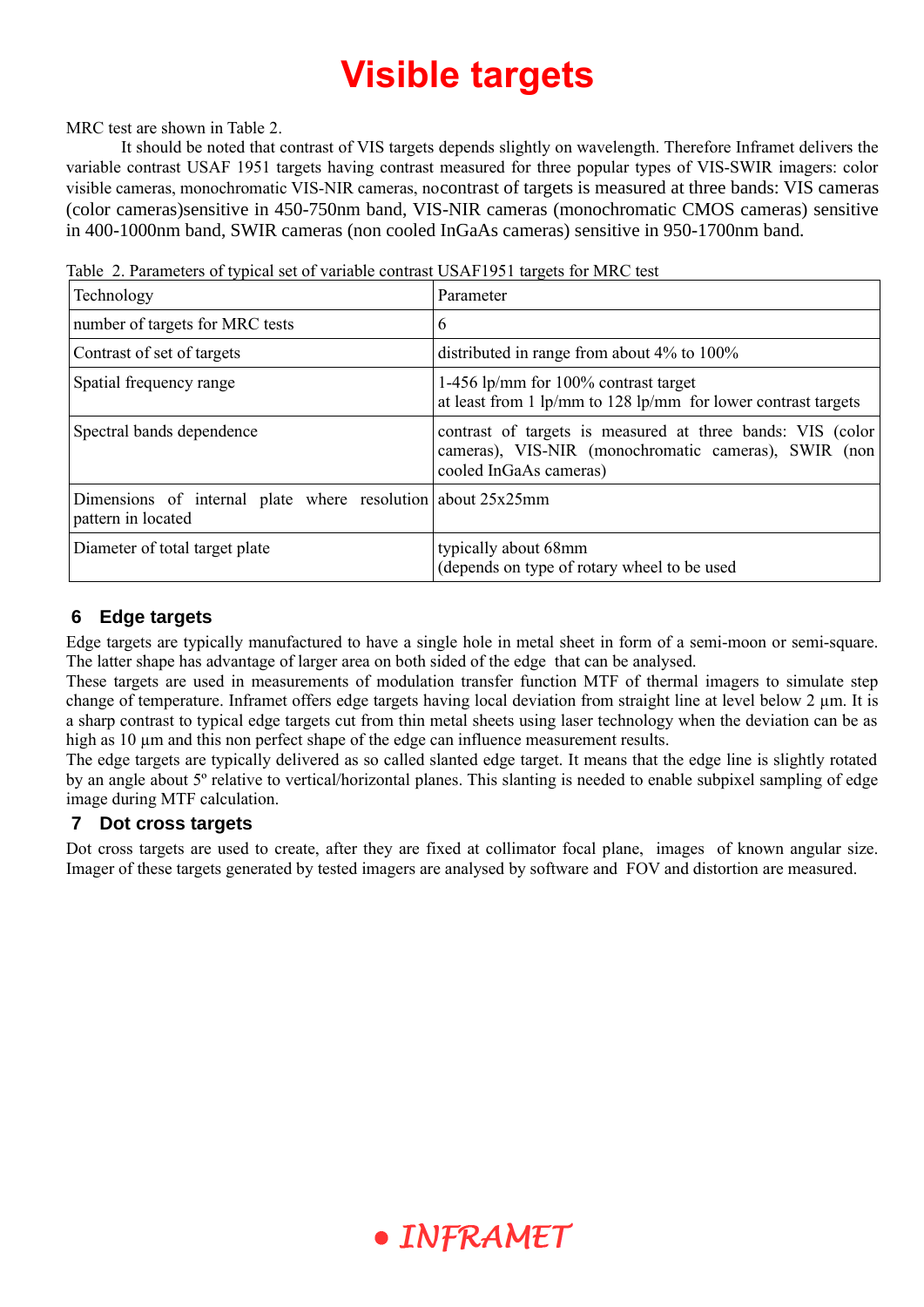MRC test are shown in Table 2.

It should be noted that contrast of VIS targets depends slightly on wavelength. Therefore Inframet delivers the variable contrast USAF 1951 targets having contrast measured for three popular types of VIS-SWIR imagers: color visible cameras, monochromatic VIS-NIR cameras, nocontrast of targets is measured at three bands: VIS cameras (color cameras)sensitive in 450-750nm band, VIS-NIR cameras (monochromatic CMOS cameras) sensitive in 400-1000nm band, SWIR cameras (non cooled InGaAs cameras) sensitive in 950-1700nm band.

Table 2. Parameters of typical set of variable contrast USAF1951 targets for MRC test

| Technology | Parameter |
|---|---|
| number of targets for MRC tests | 6 |
| Contrast of set of targets | distributed in range from about 4% to 100% |
| Spatial frequency range | 1-456 lp/mm for 100% contrast target<br>at least from 1 lp/mm to 128 lp/mm for lower contrast targets |
| Spectral bands dependence | contrast of targets is measured at three bands: VIS (color cameras), VIS-NIR (monochromatic cameras), SWIR (non cooled InGaAs cameras) |
| Dimensions of internal plate where resolution pattern in located | about 25x25mm |
| Diameter of total target plate | typically about 68mm<br>(depends on type of rotary wheel to be used |

## 6 Edge targets

Edge targets are typically manufactured to have a single hole in metal sheet in form of a semi-moon or semi-square. The latter shape has advantage of larger area on both sided of the edge that can be analysed.

These targets are used in measurements of modulation transfer function MTF of thermal imagers to simulate step change of temperature. Inframet offers edge targets having local deviation from straight line at level below 2 µm. It is a sharp contrast to typical edge targets cut from thin metal sheets using laser technology when the deviation can be as high as 10 µm and this non perfect shape of the edge can influence measurement results.

The edge targets are typically delivered as so called slanted edge target. It means that the edge line is slightly rotated by an angle about 5º relative to vertical/horizontal planes. This slanting is needed to enable subpixel sampling of edge image during MTF calculation.

## 7 Dot cross targets

Dot cross targets are used to create, after they are fixed at collimator focal plane, images of known angular size. Imager of these targets generated by tested imagers are analysed by software and FOV and distortion are measured.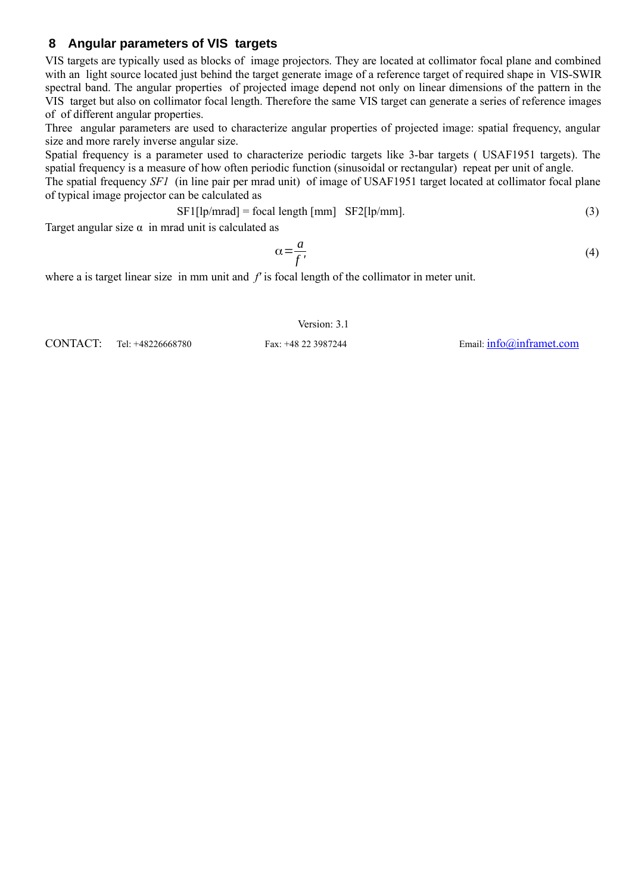## 8 Angular parameters of VIS targets

VIS targets are typically used as blocks of image projectors. They are located at collimator focal plane and combined with an light source located just behind the target generate image of a reference target of required shape in VIS-SWIR spectral band. The angular properties of projected image depend not only on linear dimensions of the pattern in the VIS target but also on collimator focal length. Therefore the same VIS target can generate a series of reference images of of different angular properties.

Three angular parameters are used to characterize angular properties of projected image: spatial frequency, angular size and more rarely inverse angular size.

Spatial frequency is a parameter used to characterize periodic targets like 3-bar targets ( USAF1951 targets). The spatial frequency is a measure of how often periodic function (sinusoidal or rectangular) repeat per unit of angle.

The spatial frequency *SF1* (in line pair per mrad unit) of image of USAF1951 target located at collimator focal plane of typical image projector can be calculated as

$$\text{SF1[lp/mrad]} = \text{focal length [mm]} \quad \text{SF2[lp/mm]}. \tag{3}$$

Target angular size $\alpha$ in mrad unit is calculated as

$$\alpha = \frac{a}{f'} \tag{4}$$

where a is target linear size in mm unit and $f'$ is focal length of the collimator in meter unit.

Version: 3.1

CONTACT: Tel: +48226668780 Fax: +48 22 3987244 Email: info@inframet.com